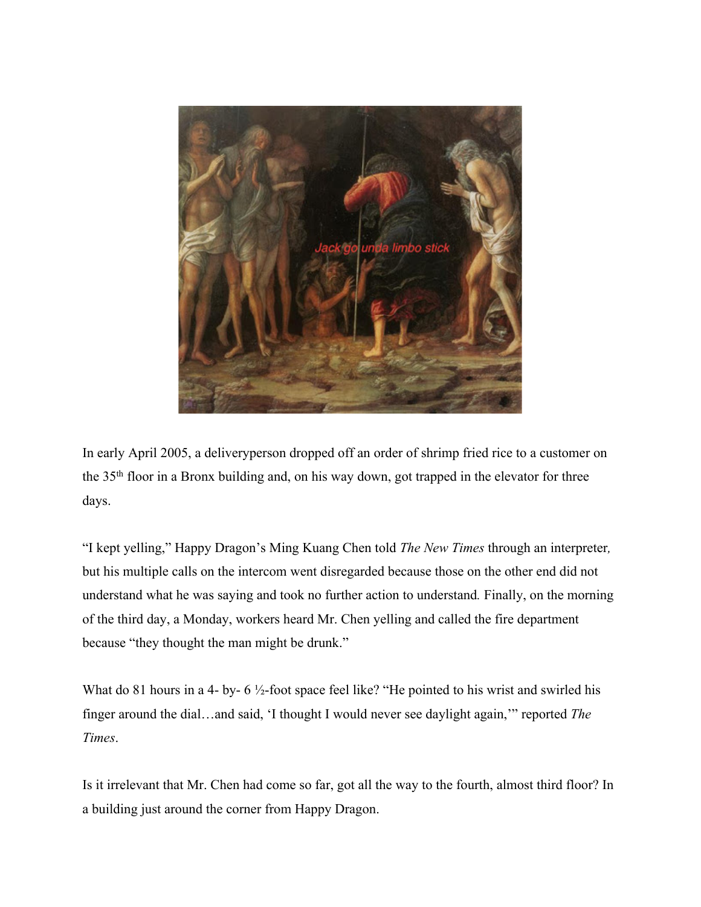In early April 2005, a deliveryperson dropped off an order of shrimp fried rice to a customer on the 35th floor in a Bronx building and, on his way down, got trapped in the elevator for three days.

"I kept yelling," Happy Dragon's Ming Kuang Chen told *The New Times* through an interpreter*,* but his multiple calls on the intercom went disregarded because those on the other end did not understand what he was saying and took no further action to understand*.* Finally, on the morning of the third day, a Monday, workers heard Mr. Chen yelling and called the fire department because "they thought the man might be drunk."

What do 81 hours in a 4- by- 6 ½-foot space feel like? "He pointed to his wrist and swirled his finger around the dial…and said, 'I thought I would never see daylight again,'" reported *The Times*.

Is it irrelevant that Mr. Chen had come so far, got all the way to the fourth, almost third floor? In a building just around the corner from Happy Dragon.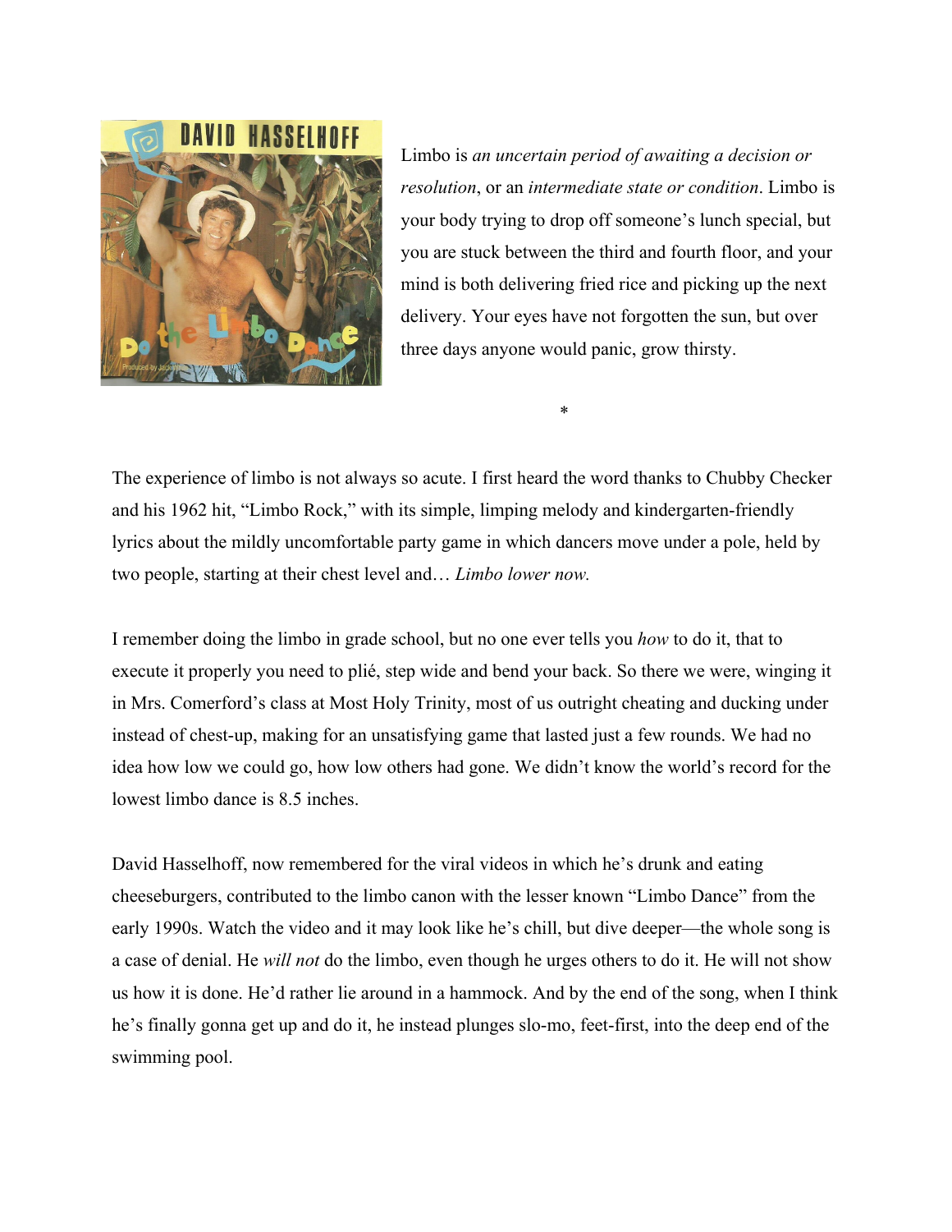Limbo is *an uncertain period of awaiting a decision or resolution*, or an *intermediate state or condition*. Limbo is your body trying to drop off someone's lunch special, but you are stuck between the third and fourth floor, and your mind is both delivering fried rice and picking up the next delivery. Your eyes have not forgotten the sun, but over three days anyone would panic, grow thirsty.

*

The experience of limbo is not always so acute. I first heard the word thanks to Chubby Checker and his 1962 hit, "Limbo Rock," with its simple, limping melody and kindergarten-friendly lyrics about the mildly uncomfortable party game in which dancers move under a pole, held by two people, starting at their chest level and… *Limbo lower now.*

I remember doing the limbo in grade school, but no one ever tells you *how* to do it, that to execute it properly you need to plié, step wide and bend your back. So there we were, winging it in Mrs. Comerford's class at Most Holy Trinity, most of us outright cheating and ducking under instead of chest-up, making for an unsatisfying game that lasted just a few rounds. We had no idea how low we could go, how low others had gone. We didn't know the world's record for the lowest limbo dance is 8.5 inches.

David Hasselhoff, now remembered for the viral videos in which he's drunk and eating cheeseburgers, contributed to the limbo canon with the lesser known "Limbo Dance" from the early 1990s. Watch the video and it may look like he's chill, but dive deeper—the whole song is a case of denial. He *will not* do the limbo, even though he urges others to do it. He will not show us how it is done. He'd rather lie around in a hammock. And by the end of the song, when I think he's finally gonna get up and do it, he instead plunges slo-mo, feet-first, into the deep end of the swimming pool.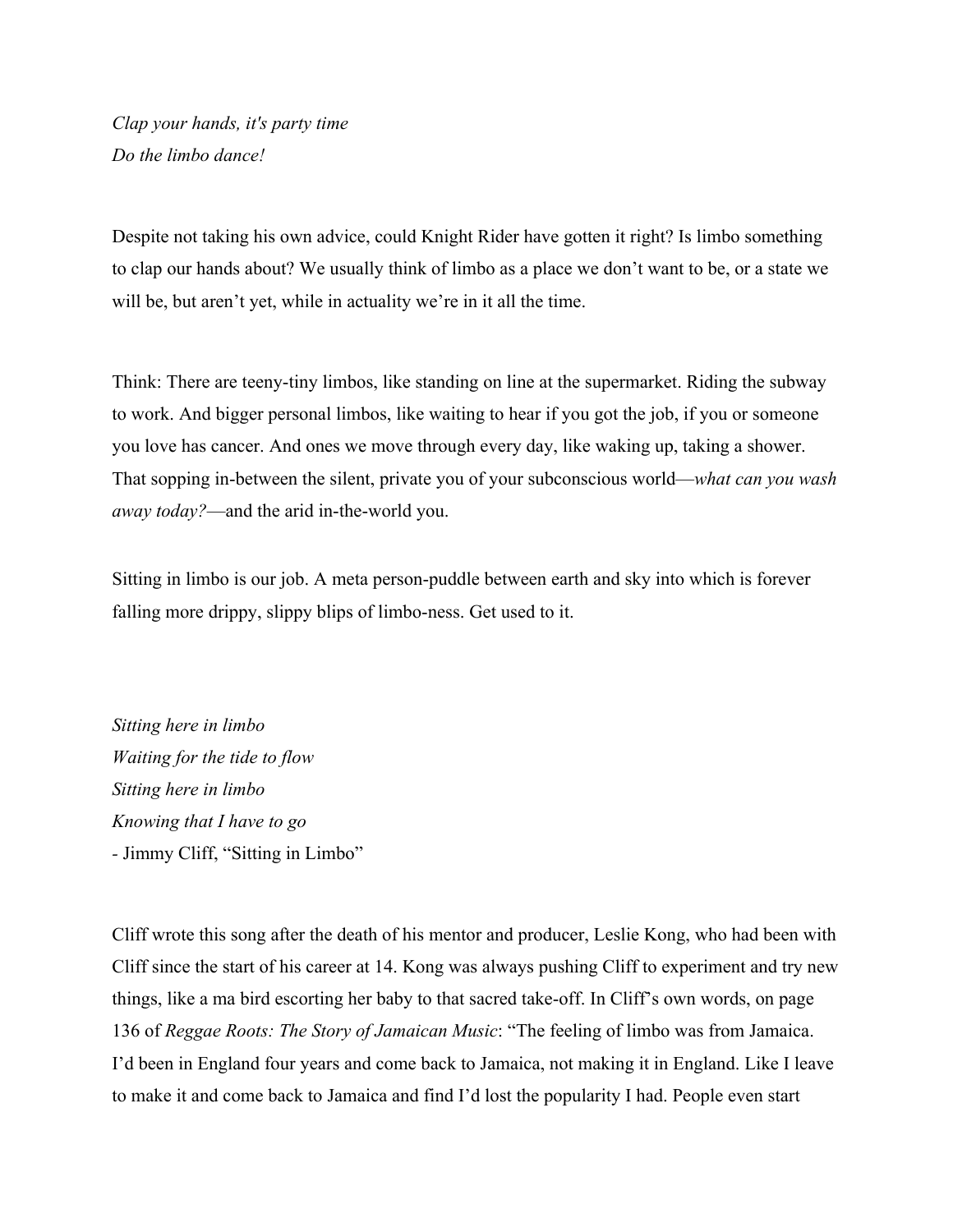*Clap your hands, it's party time*
*Do the limbo dance!*

Despite not taking his own advice, could Knight Rider have gotten it right? Is limbo something to clap our hands about? We usually think of limbo as a place we don't want to be, or a state we will be, but aren't yet, while in actuality we're in it all the time.

Think: There are teeny-tiny limbos, like standing on line at the supermarket. Riding the subway to work. And bigger personal limbos, like waiting to hear if you got the job, if you or someone you love has cancer. And ones we move through every day, like waking up, taking a shower. That sopping in-between the silent, private you of your subconscious world—*what can you wash away today?*—and the arid in-the-world you.

Sitting in limbo is our job. A meta person-puddle between earth and sky into which is forever falling more drippy, slippy blips of limbo-ness. Get used to it.

*Sitting here in limbo*
*Waiting for the tide to flow*
*Sitting here in limbo*
*Knowing that I have to go*
- Jimmy Cliff, "Sitting in Limbo"

Cliff wrote this song after the death of his mentor and producer, Leslie Kong, who had been with Cliff since the start of his career at 14. Kong was always pushing Cliff to experiment and try new things, like a ma bird escorting her baby to that sacred take-off. In Cliff's own words, on page 136 of *Reggae Roots: The Story of Jamaican Music*: "The feeling of limbo was from Jamaica. I'd been in England four years and come back to Jamaica, not making it in England. Like I leave to make it and come back to Jamaica and find I'd lost the popularity I had. People even start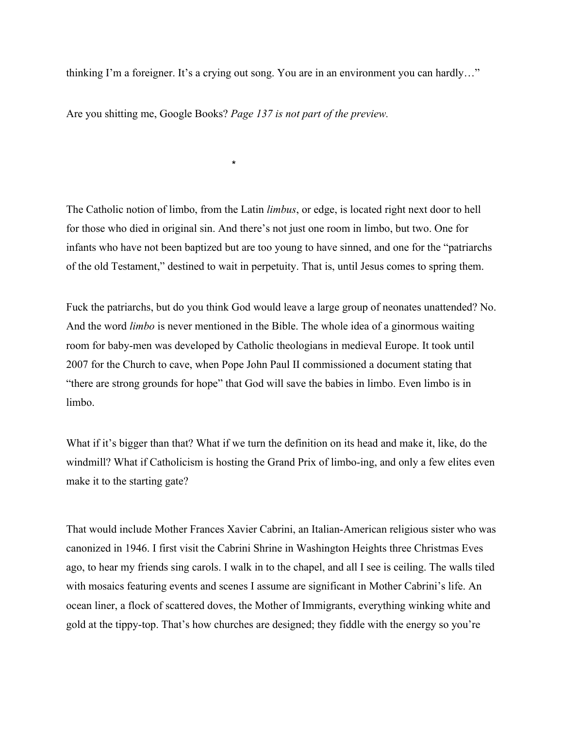thinking I'm a foreigner. It's a crying out song. You are in an environment you can hardly…"

Are you shitting me, Google Books? *Page 137 is not part of the preview.*

*

The Catholic notion of limbo, from the Latin *limbus*, or edge, is located right next door to hell for those who died in original sin. And there's not just one room in limbo, but two. One for infants who have not been baptized but are too young to have sinned, and one for the "patriarchs of the old Testament," destined to wait in perpetuity. That is, until Jesus comes to spring them.

Fuck the patriarchs, but do you think God would leave a large group of neonates unattended? No. And the word *limbo* is never mentioned in the Bible. The whole idea of a ginormous waiting room for baby-men was developed by Catholic theologians in medieval Europe. It took until 2007 for the Church to cave, when Pope John Paul II commissioned a document stating that "there are strong grounds for hope" that God will save the babies in limbo. Even limbo is in limbo.

What if it's bigger than that? What if we turn the definition on its head and make it, like, do the windmill? What if Catholicism is hosting the Grand Prix of limbo-ing, and only a few elites even make it to the starting gate?

That would include Mother Frances Xavier Cabrini, an Italian-American religious sister who was canonized in 1946. I first visit the Cabrini Shrine in Washington Heights three Christmas Eves ago, to hear my friends sing carols. I walk in to the chapel, and all I see is ceiling. The walls tiled with mosaics featuring events and scenes I assume are significant in Mother Cabrini's life. An ocean liner, a flock of scattered doves, the Mother of Immigrants, everything winking white and gold at the tippy-top. That's how churches are designed; they fiddle with the energy so you're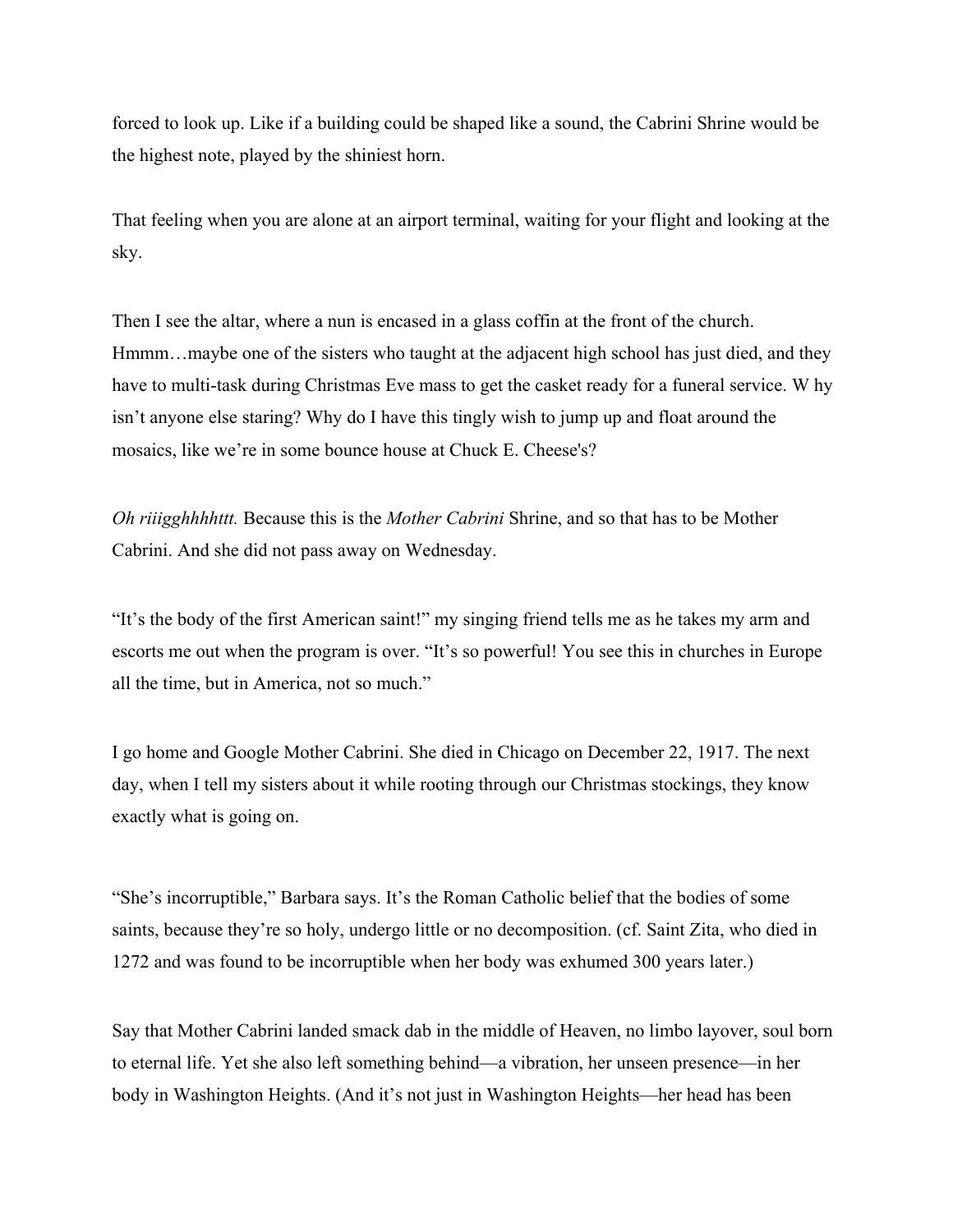forced to look up. Like if a building could be shaped like a sound, the Cabrini Shrine would be the highest note, played by the shiniest horn.

That feeling when you are alone at an airport terminal, waiting for your flight and looking at the sky.

Then I see the altar, where a nun is encased in a glass coffin at the front of the church. Hmmm…maybe one of the sisters who taught at the adjacent high school has just died, and they have to multi-task during Christmas Eve mass to get the casket ready for a funeral service. W hy isn't anyone else staring? Why do I have this tingly wish to jump up and float around the mosaics, like we're in some bounce house at Chuck E. Cheese's?

*Oh riiigghhhhttt.* Because this is the *Mother Cabrini* Shrine, and so that has to be Mother Cabrini. And she did not pass away on Wednesday.

"It's the body of the first American saint!" my singing friend tells me as he takes my arm and escorts me out when the program is over. "It's so powerful! You see this in churches in Europe all the time, but in America, not so much."

I go home and Google Mother Cabrini. She died in Chicago on December 22, 1917. The next day, when I tell my sisters about it while rooting through our Christmas stockings, they know exactly what is going on.

"She's incorruptible," Barbara says. It's the Roman Catholic belief that the bodies of some saints, because they're so holy, undergo little or no decomposition. (cf. Saint Zita, who died in 1272 and was found to be incorruptible when her body was exhumed 300 years later.)

Say that Mother Cabrini landed smack dab in the middle of Heaven, no limbo layover, soul born to eternal life. Yet she also left something behind—a vibration, her unseen presence—in her body in Washington Heights. (And it's not just in Washington Heights—her head has been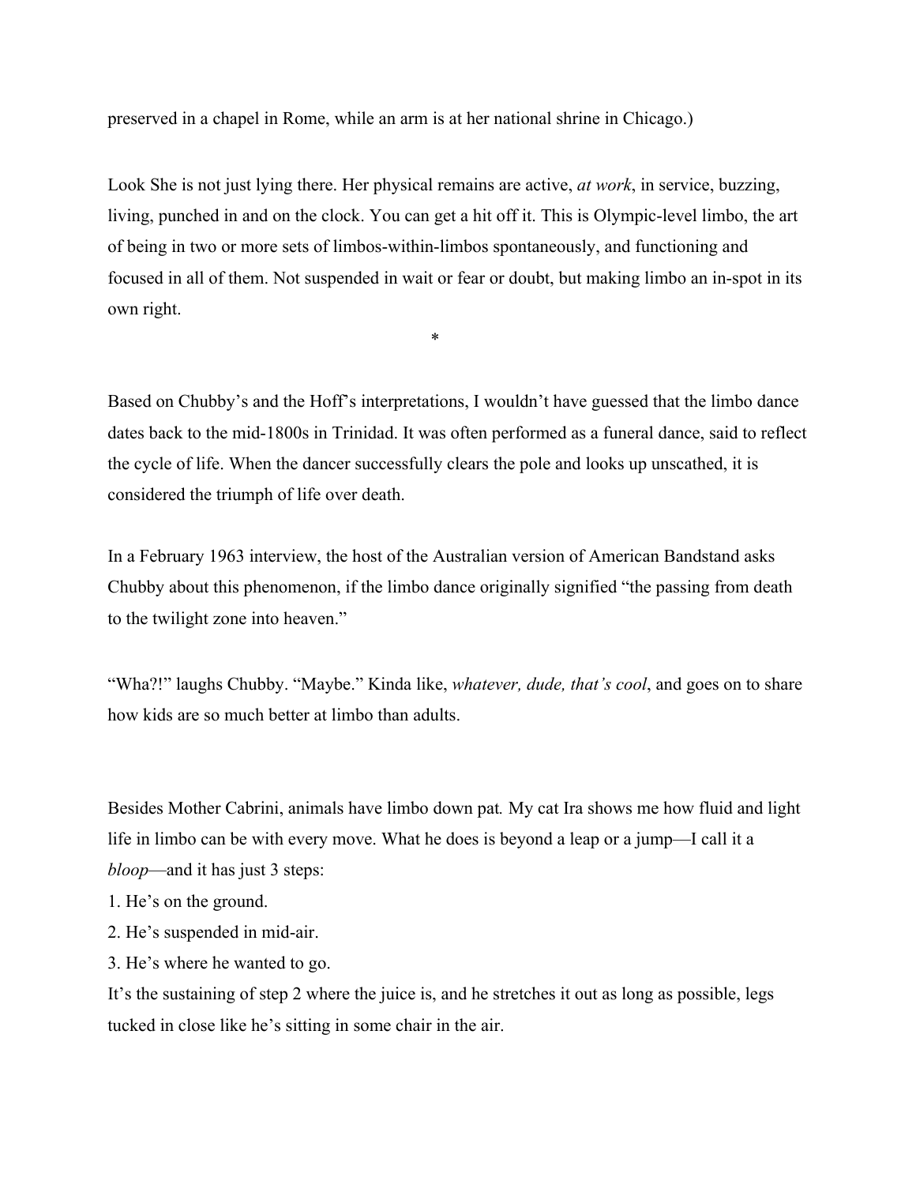preserved in a chapel in Rome, while an arm is at her national shrine in Chicago.)

Look She is not just lying there. Her physical remains are active, *at work*, in service, buzzing, living, punched in and on the clock. You can get a hit off it. This is Olympic-level limbo, the art of being in two or more sets of limbos-within-limbos spontaneously, and functioning and focused in all of them. Not suspended in wait or fear or doubt, but making limbo an in-spot in its own right.

*

Based on Chubby's and the Hoff's interpretations, I wouldn't have guessed that the limbo dance dates back to the mid-1800s in Trinidad. It was often performed as a funeral dance, said to reflect the cycle of life. When the dancer successfully clears the pole and looks up unscathed, it is considered the triumph of life over death.

In a February 1963 interview, the host of the Australian version of American Bandstand asks Chubby about this phenomenon, if the limbo dance originally signified "the passing from death to the twilight zone into heaven."

"Wha?!" laughs Chubby. "Maybe." Kinda like, *whatever, dude, that's cool*, and goes on to share how kids are so much better at limbo than adults.

Besides Mother Cabrini, animals have limbo down pat. My cat Ira shows me how fluid and light life in limbo can be with every move. What he does is beyond a leap or a jump—I call it a *bloop*—and it has just 3 steps:

1. He's on the ground.
2. He's suspended in mid-air.
3. He's where he wanted to go.

It's the sustaining of step 2 where the juice is, and he stretches it out as long as possible, legs tucked in close like he's sitting in some chair in the air.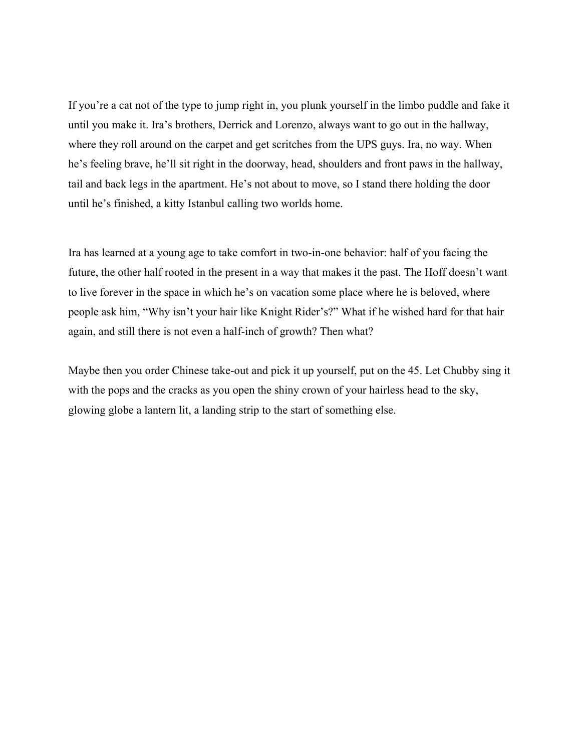If you're a cat not of the type to jump right in, you plunk yourself in the limbo puddle and fake it until you make it. Ira's brothers, Derrick and Lorenzo, always want to go out in the hallway, where they roll around on the carpet and get scritches from the UPS guys. Ira, no way. When he's feeling brave, he'll sit right in the doorway, head, shoulders and front paws in the hallway, tail and back legs in the apartment. He's not about to move, so I stand there holding the door until he's finished, a kitty Istanbul calling two worlds home.

Ira has learned at a young age to take comfort in two-in-one behavior: half of you facing the future, the other half rooted in the present in a way that makes it the past. The Hoff doesn't want to live forever in the space in which he's on vacation some place where he is beloved, where people ask him, "Why isn't your hair like Knight Rider's?" What if he wished hard for that hair again, and still there is not even a half-inch of growth? Then what?

Maybe then you order Chinese take-out and pick it up yourself, put on the 45. Let Chubby sing it with the pops and the cracks as you open the shiny crown of your hairless head to the sky, glowing globe a lantern lit, a landing strip to the start of something else.